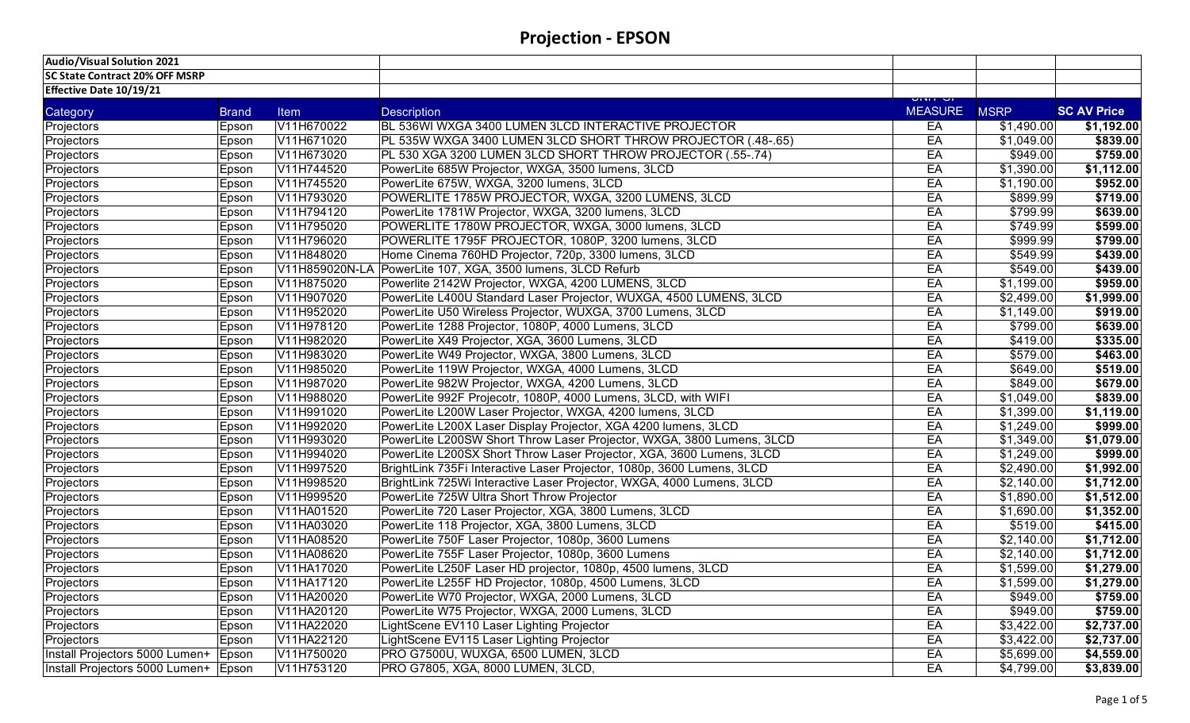# Projection - EPSON

| Audio/Visual Solution 2021 | | | | | | |
|---|---|---|---|---|---|---|
| SC State Contract 20% OFF MSRP | | | | | | |
| Effective Date 10/19/21 | | | | | | |
| Category | Brand | Item | Description | UNIT OF MEASURE | MSRP | SC AV Price |
| Projectors | Epson | V11H670022 | BL 536WI WXGA 3400 LUMEN 3LCD INTERACTIVE PROJECTOR | EA | $1,490.00 | $1,192.00 |
| Projectors | Epson | V11H671020 | PL 535W WXGA 3400 LUMEN 3LCD SHORT THROW PROJECTOR (.48-.65) | EA | $1,049.00 | $839.00 |
| Projectors | Epson | V11H673020 | PL 530 XGA 3200 LUMEN 3LCD SHORT THROW PROJECTOR (.55-.74) | EA | $949.00 | $759.00 |
| Projectors | Epson | V11H744520 | PowerLite 685W Projector, WXGA, 3500 lumens, 3LCD | EA | $1,390.00 | $1,112.00 |
| Projectors | Epson | V11H745520 | PowerLite 675W, WXGA, 3200 lumens, 3LCD | EA | $1,190.00 | $952.00 |
| Projectors | Epson | V11H793020 | POWERLITE 1785W PROJECTOR, WXGA, 3200 LUMENS, 3LCD | EA | $899.99 | $719.00 |
| Projectors | Epson | V11H794120 | PowerLite 1781W Projector, WXGA, 3200 lumens, 3LCD | EA | $799.99 | $639.00 |
| Projectors | Epson | V11H795020 | POWERLITE 1780W PROJECTOR, WXGA, 3000 lumens, 3LCD | EA | $749.99 | $599.00 |
| Projectors | Epson | V11H796020 | POWERLITE 1795F PROJECTOR, 1080P, 3200 lumens, 3LCD | EA | $999.99 | $799.00 |
| Projectors | Epson | V11H848020 | Home Cinema 760HD Projector, 720p, 3300 lumens, 3LCD | EA | $549.99 | $439.00 |
| Projectors | Epson | V11H859020N-LA | PowerLite 107, XGA, 3500 lumens, 3LCD Refurb | EA | $549.00 | $439.00 |
| Projectors | Epson | V11H875020 | Powerlite 2142W Projector, WXGA, 4200 LUMENS, 3LCD | EA | $1,199.00 | $959.00 |
| Projectors | Epson | V11H907020 | PowerLite L400U Standard Laser Projector, WUXGA, 4500 LUMENS, 3LCD | EA | $2,499.00 | $1,999.00 |
| Projectors | Epson | V11H952020 | PowerLite U50 Wireless Projector, WUXGA, 3700 Lumens, 3LCD | EA | $1,149.00 | $919.00 |
| Projectors | Epson | V11H978120 | PowerLite 1288 Projector, 1080P, 4000 Lumens, 3LCD | EA | $799.00 | $639.00 |
| Projectors | Epson | V11H982020 | PowerLite X49 Projector, XGA, 3600 Lumens, 3LCD | EA | $419.00 | $335.00 |
| Projectors | Epson | V11H983020 | PowerLite W49 Projector, WXGA, 3800 Lumens, 3LCD | EA | $579.00 | $463.00 |
| Projectors | Epson | V11H985020 | PowerLite 119W Projector, WXGA, 4000 Lumens, 3LCD | EA | $649.00 | $519.00 |
| Projectors | Epson | V11H987020 | PowerLite 982W Projector, WXGA, 4200 Lumens, 3LCD | EA | $849.00 | $679.00 |
| Projectors | Epson | V11H988020 | PowerLite 992F Projecotr, 1080P, 4000 Lumens, 3LCD, with WIFI | EA | $1,049.00 | $839.00 |
| Projectors | Epson | V11H991020 | PowerLite L200W Laser Projector, WXGA, 4200 lumens, 3LCD | EA | $1,399.00 | $1,119.00 |
| Projectors | Epson | V11H992020 | PowerLite L200X Laser Display Projector, XGA 4200 lumens, 3LCD | EA | $1,249.00 | $999.00 |
| Projectors | Epson | V11H993020 | PowerLite L200SW Short Throw Laser Projector, WXGA, 3800 Lumens, 3LCD | EA | $1,349.00 | $1,079.00 |
| Projectors | Epson | V11H994020 | PowerLite L200SX Short Throw Laser Projector, XGA, 3600 Lumens, 3LCD | EA | $1,249.00 | $999.00 |
| Projectors | Epson | V11H997520 | BrightLink 735Fi Interactive Laser Projector, 1080p, 3600 Lumens, 3LCD | EA | $2,490.00 | $1,992.00 |
| Projectors | Epson | V11H998520 | BrightLink 725Wi Interactive Laser Projector, WXGA, 4000 Lumens, 3LCD | EA | $2,140.00 | $1,712.00 |
| Projectors | Epson | V11H999520 | PowerLite 725W Ultra Short Throw Projector | EA | $1,890.00 | $1,512.00 |
| Projectors | Epson | V11HA01520 | PowerLite 720 Laser Projector, XGA, 3800 Lumens, 3LCD | EA | $1,690.00 | $1,352.00 |
| Projectors | Epson | V11HA03020 | PowerLite 118 Projector, XGA, 3800 Lumens, 3LCD | EA | $519.00 | $415.00 |
| Projectors | Epson | V11HA08520 | PowerLite 750F Laser Projector, 1080p, 3600 Lumens | EA | $2,140.00 | $1,712.00 |
| Projectors | Epson | V11HA08620 | PowerLite 755F Laser Projector, 1080p, 3600 Lumens | EA | $2,140.00 | $1,712.00 |
| Projectors | Epson | V11HA17020 | PowerLite L250F Laser HD projector, 1080p, 4500 lumens, 3LCD | EA | $1,599.00 | $1,279.00 |
| Projectors | Epson | V11HA17120 | PowerLite L255F HD Projector, 1080p, 4500 Lumens, 3LCD | EA | $1,599.00 | $1,279.00 |
| Projectors | Epson | V11HA20020 | PowerLite W70 Projector, WXGA, 2000 Lumens, 3LCD | EA | $949.00 | $759.00 |
| Projectors | Epson | V11HA20120 | PowerLite W75 Projector, WXGA, 2000 Lumens, 3LCD | EA | $949.00 | $759.00 |
| Projectors | Epson | V11HA22020 | LightScene EV110 Laser Lighting Projector | EA | $3,422.00 | $2,737.00 |
| Projectors | Epson | V11HA22120 | LightScene EV115 Laser Lighting Projector | EA | $3,422.00 | $2,737.00 |
| Install Projectors 5000 Lumen+ | Epson | V11H750020 | PRO G7500U, WUXGA, 6500 LUMEN, 3LCD | EA | $5,699.00 | $4,559.00 |
| Install Projectors 5000 Lumen+ | Epson | V11H753120 | PRO G7805, XGA, 8000 LUMEN, 3LCD, | EA | $4,799.00 | $3,839.00 |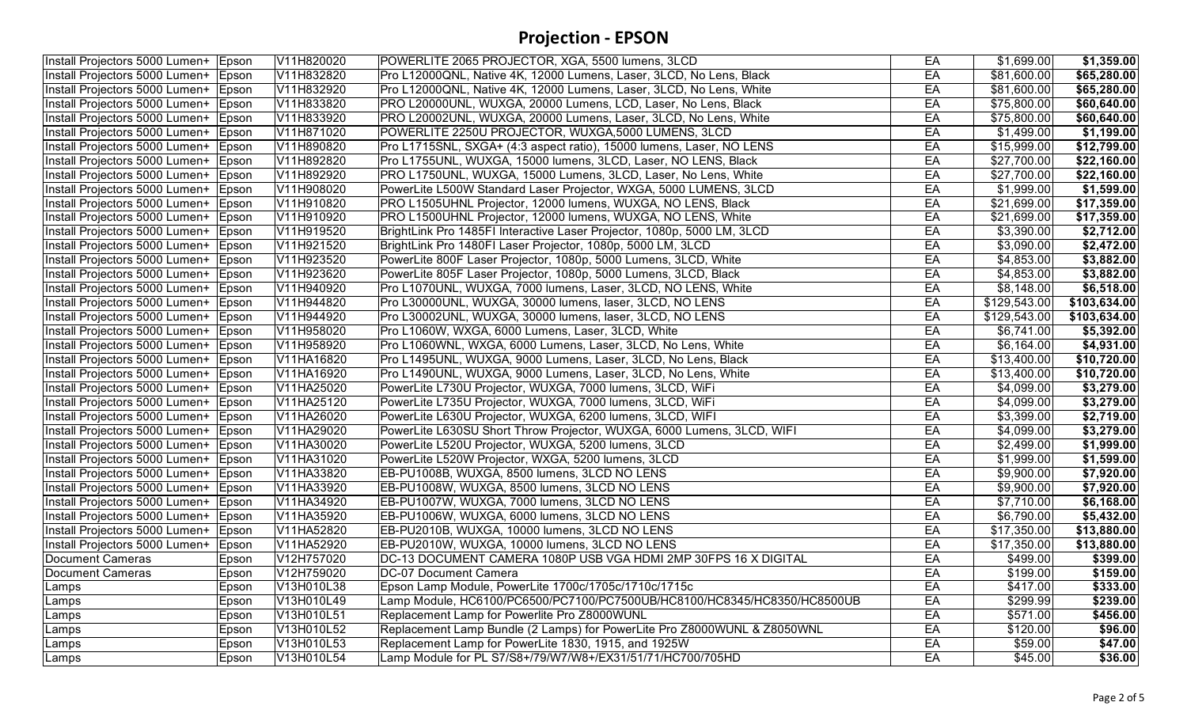# Projection - EPSON

| | | | | | | |
|---|---|---|---|---|---|---|
| Install Projectors 5000 Lumen+ | Epson | V11H820020 | POWERLITE 2065 PROJECTOR, XGA, 5500 lumens, 3LCD | EA | $1,699.00 | **$1,359.00** |
| Install Projectors 5000 Lumen+ | Epson | V11H832820 | Pro L12000QNL, Native 4K, 12000 Lumens, Laser, 3LCD, No Lens, Black | EA | $81,600.00 | **$65,280.00** |
| Install Projectors 5000 Lumen+ | Epson | V11H832920 | Pro L12000QNL, Native 4K, 12000 Lumens, Laser, 3LCD, No Lens, White | EA | $81,600.00 | **$65,280.00** |
| Install Projectors 5000 Lumen+ | Epson | V11H833820 | PRO L20000UNL, WUXGA, 20000 Lumens, LCD, Laser, No Lens, Black | EA | $75,800.00 | **$60,640.00** |
| Install Projectors 5000 Lumen+ | Epson | V11H833920 | PRO L20002UNL, WUXGA, 20000 Lumens, Laser, 3LCD, No Lens, White | EA | $75,800.00 | **$60,640.00** |
| Install Projectors 5000 Lumen+ | Epson | V11H871020 | POWERLITE 2250U PROJECTOR, WUXGA,5000 LUMENS, 3LCD | EA | $1,499.00 | **$1,199.00** |
| Install Projectors 5000 Lumen+ | Epson | V11H890820 | Pro L1715SNL, SXGA+ (4:3 aspect ratio), 15000 lumens, Laser, NO LENS | EA | $15,999.00 | **$12,799.00** |
| Install Projectors 5000 Lumen+ | Epson | V11H892820 | Pro L1755UNL, WUXGA, 15000 lumens, 3LCD, Laser, NO LENS, Black | EA | $27,700.00 | **$22,160.00** |
| Install Projectors 5000 Lumen+ | Epson | V11H892920 | PRO L1750UNL, WUXGA, 15000 Lumens, 3LCD, Laser, No Lens, White | EA | $27,700.00 | **$22,160.00** |
| Install Projectors 5000 Lumen+ | Epson | V11H908020 | PowerLite L500W Standard Laser Projector, WXGA, 5000 LUMENS, 3LCD | EA | $1,999.00 | **$1,599.00** |
| Install Projectors 5000 Lumen+ | Epson | V11H910820 | PRO L1505UHNL Projector, 12000 lumens, WUXGA, NO LENS, Black | EA | $21,699.00 | **$17,359.00** |
| Install Projectors 5000 Lumen+ | Epson | V11H910920 | PRO L1500UHNL Projector, 12000 lumens, WUXGA, NO LENS, White | EA | $21,699.00 | **$17,359.00** |
| Install Projectors 5000 Lumen+ | Epson | V11H919520 | BrightLink Pro 1485FI Interactive Laser Projector, 1080p, 5000 LM, 3LCD | EA | $3,390.00 | **$2,712.00** |
| Install Projectors 5000 Lumen+ | Epson | V11H921520 | BrightLink Pro 1480FI Laser Projector, 1080p, 5000 LM, 3LCD | EA | $3,090.00 | **$2,472.00** |
| Install Projectors 5000 Lumen+ | Epson | V11H923520 | PowerLite 800F Laser Projector, 1080p, 5000 Lumens, 3LCD, White | EA | $4,853.00 | **$3,882.00** |
| Install Projectors 5000 Lumen+ | Epson | V11H923620 | PowerLite 805F Laser Projector, 1080p, 5000 Lumens, 3LCD, Black | EA | $4,853.00 | **$3,882.00** |
| Install Projectors 5000 Lumen+ | Epson | V11H940920 | Pro L1070UNL, WUXGA, 7000 lumens, Laser, 3LCD, NO LENS, White | EA | $8,148.00 | **$6,518.00** |
| Install Projectors 5000 Lumen+ | Epson | V11H944820 | Pro L30000UNL, WUXGA, 30000 lumens, laser, 3LCD, NO LENS | EA | $129,543.00 | **$103,634.00** |
| Install Projectors 5000 Lumen+ | Epson | V11H944920 | Pro L30002UNL, WUXGA, 30000 lumens, laser, 3LCD, NO LENS | EA | $129,543.00 | **$103,634.00** |
| Install Projectors 5000 Lumen+ | Epson | V11H958020 | Pro L1060W, WXGA, 6000 Lumens, Laser, 3LCD, White | EA | $6,741.00 | **$5,392.00** |
| Install Projectors 5000 Lumen+ | Epson | V11H958920 | Pro L1060WNL, WXGA, 6000 Lumens, Laser, 3LCD, No Lens, White | EA | $6,164.00 | **$4,931.00** |
| Install Projectors 5000 Lumen+ | Epson | V11HA16820 | Pro L1495UNL, WUXGA, 9000 Lumens, Laser, 3LCD, No Lens, Black | EA | $13,400.00 | **$10,720.00** |
| Install Projectors 5000 Lumen+ | Epson | V11HA16920 | Pro L1490UNL, WUXGA, 9000 Lumens, Laser, 3LCD, No Lens, White | EA | $13,400.00 | **$10,720.00** |
| Install Projectors 5000 Lumen+ | Epson | V11HA25020 | PowerLite L730U Projector, WUXGA, 7000 lumens, 3LCD, WiFi | EA | $4,099.00 | **$3,279.00** |
| Install Projectors 5000 Lumen+ | Epson | V11HA25120 | PowerLite L735U Projector, WUXGA, 7000 lumens, 3LCD, WiFi | EA | $4,099.00 | **$3,279.00** |
| Install Projectors 5000 Lumen+ | Epson | V11HA26020 | PowerLite L630U Projector, WUXGA, 6200 lumens, 3LCD, WIFI | EA | $3,399.00 | **$2,719.00** |
| Install Projectors 5000 Lumen+ | Epson | V11HA29020 | PowerLite L630SU Short Throw Projector, WUXGA, 6000 Lumens, 3LCD, WIFI | EA | $4,099.00 | **$3,279.00** |
| Install Projectors 5000 Lumen+ | Epson | V11HA30020 | PowerLite L520U Projector, WUXGA, 5200 lumens, 3LCD | EA | $2,499.00 | **$1,999.00** |
| Install Projectors 5000 Lumen+ | Epson | V11HA31020 | PowerLite L520W Projector, WXGA, 5200 lumens, 3LCD | EA | $1,999.00 | **$1,599.00** |
| Install Projectors 5000 Lumen+ | Epson | V11HA33820 | EB-PU1008B, WUXGA, 8500 lumens, 3LCD NO LENS | EA | $9,900.00 | **$7,920.00** |
| Install Projectors 5000 Lumen+ | Epson | V11HA33920 | EB-PU1008W, WUXGA, 8500 lumens, 3LCD NO LENS | EA | $9,900.00 | **$7,920.00** |
| Install Projectors 5000 Lumen+ | Epson | V11HA34920 | EB-PU1007W, WUXGA, 7000 lumens, 3LCD NO LENS | EA | $7,710.00 | **$6,168.00** |
| Install Projectors 5000 Lumen+ | Epson | V11HA35920 | EB-PU1006W, WUXGA, 6000 lumens, 3LCD NO LENS | EA | $6,790.00 | **$5,432.00** |
| Install Projectors 5000 Lumen+ | Epson | V11HA52820 | EB-PU2010B, WUXGA, 10000 lumens, 3LCD NO LENS | EA | $17,350.00 | **$13,880.00** |
| Install Projectors 5000 Lumen+ | Epson | V11HA52920 | EB-PU2010W, WUXGA, 10000 lumens, 3LCD NO LENS | EA | $17,350.00 | **$13,880.00** |
| Document Cameras | Epson | V12H757020 | DC-13 DOCUMENT CAMERA 1080P USB VGA HDMI 2MP 30FPS 16 X DIGITAL | EA | $499.00 | **$399.00** |
| Document Cameras | Epson | V12H759020 | DC-07 Document Camera | EA | $199.00 | **$159.00** |
| Lamps | Epson | V13H010L38 | Epson Lamp Module, PowerLite 1700c/1705c/1710c/1715c | EA | $417.00 | **$333.00** |
| Lamps | Epson | V13H010L49 | Lamp Module, HC6100/PC6500/PC7100/PC7500UB/HC8100/HC8345/HC8350/HC8500UB | EA | $299.99 | **$239.00** |
| Lamps | Epson | V13H010L51 | Replacement Lamp for Powerlite Pro Z8000WUNL | EA | $571.00 | **$456.00** |
| Lamps | Epson | V13H010L52 | Replacement Lamp Bundle (2 Lamps) for PowerLite Pro Z8000WUNL & Z8050WNL | EA | $120.00 | **$96.00** |
| Lamps | Epson | V13H010L53 | Replacement Lamp for PowerLite 1830, 1915, and 1925W | EA | $59.00 | **$47.00** |
| Lamps | Epson | V13H010L54 | Lamp Module for PL S7/S8+/79/W7/W8+/EX31/51/71/HC700/705HD | EA | $45.00 | **$36.00** |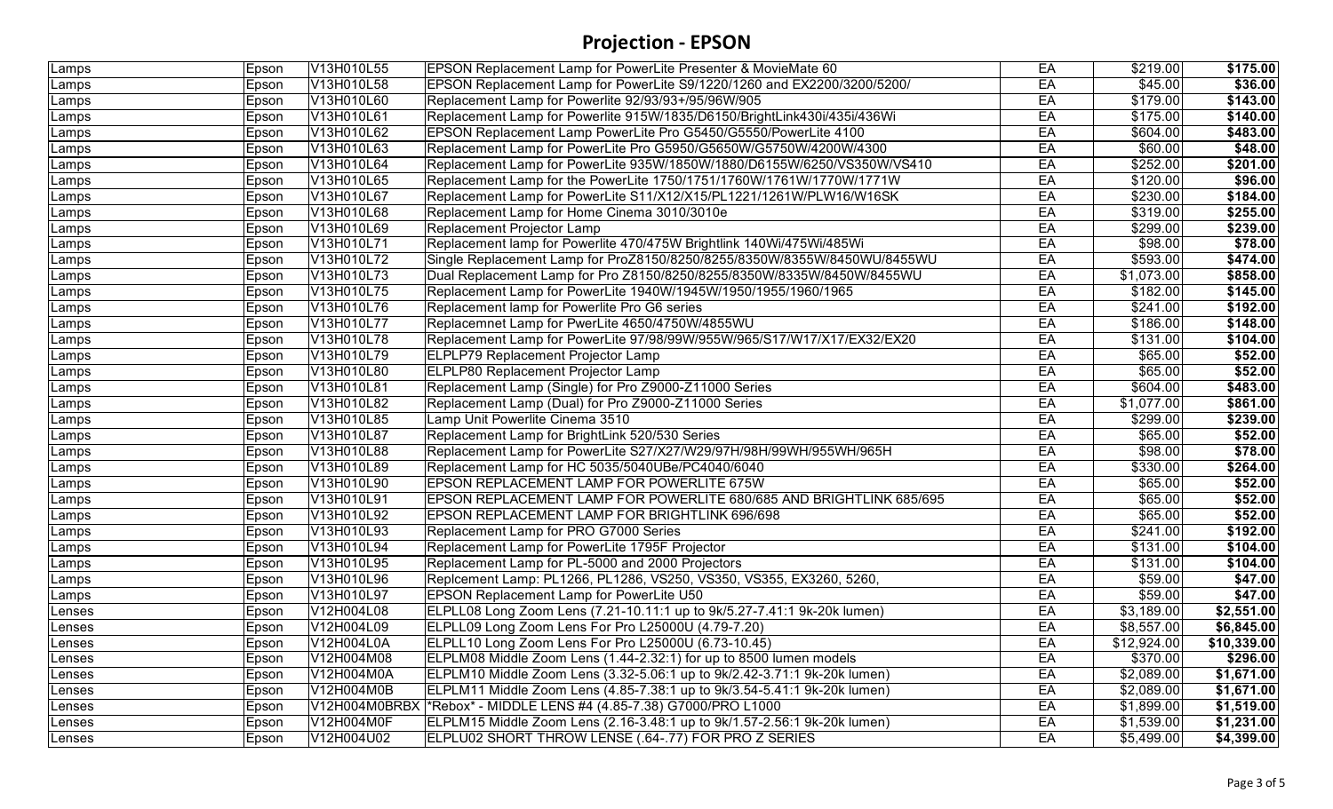# Projection - EPSON

| Lamps | Epson | V13H010L55 | EPSON Replacement Lamp for PowerLite Presenter & MovieMate 60 | EA | $219.00 | **$175.00** |
|---|---|---|---|---|---|---|
| Lamps | Epson | V13H010L58 | EPSON Replacement Lamp for PowerLite S9/1220/1260 and EX2200/3200/5200/ | EA | $45.00 | **$36.00** |
| Lamps | Epson | V13H010L60 | Replacement Lamp for Powerlite 92/93/93+/95/96W/905 | EA | $179.00 | **$143.00** |
| Lamps | Epson | V13H010L61 | Replacement Lamp for Powerlite 915W/1835/D6150/BrightLink430i/435i/436Wi | EA | $175.00 | **$140.00** |
| Lamps | Epson | V13H010L62 | EPSON Replacement Lamp PowerLite Pro G5450/G5550/PowerLite 4100 | EA | $604.00 | **$483.00** |
| Lamps | Epson | V13H010L63 | Replacement Lamp for PowerLite Pro G5950/G5650W/G5750W/4200W/4300 | EA | $60.00 | **$48.00** |
| Lamps | Epson | V13H010L64 | Replacement Lamp for PowerLite 935W/1850W/1880/D6155W/6250/VS350W/VS410 | EA | $252.00 | **$201.00** |
| Lamps | Epson | V13H010L65 | Replacement Lamp for the PowerLite 1750/1751/1760W/1761W/1770W/1771W | EA | $120.00 | **$96.00** |
| Lamps | Epson | V13H010L67 | Replacement Lamp for PowerLite S11/X12/X15/PL1221/1261W/PLW16/W16SK | EA | $230.00 | **$184.00** |
| Lamps | Epson | V13H010L68 | Replacement Lamp for Home Cinema 3010/3010e | EA | $319.00 | **$255.00** |
| Lamps | Epson | V13H010L69 | Replacement Projector Lamp | EA | $299.00 | **$239.00** |
| Lamps | Epson | V13H010L71 | Replacement lamp for Powerlite 470/475W Brightlink 140Wi/475Wi/485Wi | EA | $98.00 | **$78.00** |
| Lamps | Epson | V13H010L72 | Single Replacement Lamp for ProZ8150/8250/8255/8350W/8355W/8450WU/8455WU | EA | $593.00 | **$474.00** |
| Lamps | Epson | V13H010L73 | Dual Replacement Lamp for Pro Z8150/8250/8255/8350W/8335W/8450W/8455WU | EA | $1,073.00 | **$858.00** |
| Lamps | Epson | V13H010L75 | Replacement Lamp for PowerLite 1940W/1945W/1950/1955/1960/1965 | EA | $182.00 | **$145.00** |
| Lamps | Epson | V13H010L76 | Replacement lamp for Powerlite Pro G6 series | EA | $241.00 | **$192.00** |
| Lamps | Epson | V13H010L77 | Replacemnet Lamp for PwerLite 4650/4750W/4855WU | EA | $186.00 | **$148.00** |
| Lamps | Epson | V13H010L78 | Replacement Lamp for PowerLite 97/98/99W/955W/965/S17/W17/X17/EX32/EX20 | EA | $131.00 | **$104.00** |
| Lamps | Epson | V13H010L79 | ELPLP79 Replacement Projector Lamp | EA | $65.00 | **$52.00** |
| Lamps | Epson | V13H010L80 | ELPLP80 Replacement Projector Lamp | EA | $65.00 | **$52.00** |
| Lamps | Epson | V13H010L81 | Replacement Lamp (Single) for Pro Z9000-Z11000 Series | EA | $604.00 | **$483.00** |
| Lamps | Epson | V13H010L82 | Replacement Lamp (Dual) for Pro Z9000-Z11000 Series | EA | $1,077.00 | **$861.00** |
| Lamps | Epson | V13H010L85 | Lamp Unit Powerlite Cinema 3510 | EA | $299.00 | **$239.00** |
| Lamps | Epson | V13H010L87 | Replacement Lamp for BrightLink 520/530 Series | EA | $65.00 | **$52.00** |
| Lamps | Epson | V13H010L88 | Replacement Lamp for PowerLite S27/X27/W29/97H/98H/99WH/955WH/965H | EA | $98.00 | **$78.00** |
| Lamps | Epson | V13H010L89 | Replacement Lamp for HC 5035/5040UBe/PC4040/6040 | EA | $330.00 | **$264.00** |
| Lamps | Epson | V13H010L90 | EPSON REPLACEMENT LAMP FOR POWERLITE 675W | EA | $65.00 | **$52.00** |
| Lamps | Epson | V13H010L91 | EPSON REPLACEMENT LAMP FOR POWERLITE 680/685 AND BRIGHTLINK 685/695 | EA | $65.00 | **$52.00** |
| Lamps | Epson | V13H010L92 | EPSON REPLACEMENT LAMP FOR BRIGHTLINK 696/698 | EA | $65.00 | **$52.00** |
| Lamps | Epson | V13H010L93 | Replacement Lamp for PRO G7000 Series | EA | $241.00 | **$192.00** |
| Lamps | Epson | V13H010L94 | Replacement Lamp for PowerLite 1795F Projector | EA | $131.00 | **$104.00** |
| Lamps | Epson | V13H010L95 | Replacement Lamp for PL-5000 and 2000 Projectors | EA | $131.00 | **$104.00** |
| Lamps | Epson | V13H010L96 | Replcement Lamp: PL1266, PL1286, VS250, VS350, VS355, EX3260, 5260, | EA | $59.00 | **$47.00** |
| Lamps | Epson | V13H010L97 | EPSON Replacement Lamp for PowerLite U50 | EA | $59.00 | **$47.00** |
| Lenses | Epson | V12H004L08 | ELPLL08 Long Zoom Lens (7.21-10.11:1 up to 9k/5.27-7.41:1 9k-20k lumen) | EA | $3,189.00 | **$2,551.00** |
| Lenses | Epson | V12H004L09 | ELPLL09 Long Zoom Lens For Pro L25000U (4.79-7.20) | EA | $8,557.00 | **$6,845.00** |
| Lenses | Epson | V12H004L0A | ELPLL10 Long Zoom Lens For Pro L25000U (6.73-10.45) | EA | $12,924.00 | **$10,339.00** |
| Lenses | Epson | V12H004M08 | ELPLM08 Middle Zoom Lens (1.44-2.32:1) for up to 8500 lumen models | EA | $370.00 | **$296.00** |
| Lenses | Epson | V12H004M0A | ELPLM10 Middle Zoom Lens (3.32-5.06:1 up to 9k/2.42-3.71:1 9k-20k lumen) | EA | $2,089.00 | **$1,671.00** |
| Lenses | Epson | V12H004M0B | ELPLM11 Middle Zoom Lens (4.85-7.38:1 up to 9k/3.54-5.41:1 9k-20k lumen) | EA | $2,089.00 | **$1,671.00** |
| Lenses | Epson | V12H004M0BRBX | *Rebox* - MIDDLE LENS #4 (4.85-7.38) G7000/PRO L1000 | EA | $1,899.00 | **$1,519.00** |
| Lenses | Epson | V12H004M0F | ELPLM15 Middle Zoom Lens (2.16-3.48:1 up to 9k/1.57-2.56:1 9k-20k lumen) | EA | $1,539.00 | **$1,231.00** |
| Lenses | Epson | V12H004U02 | ELPLU02 SHORT THROW LENSE (.64-.77) FOR PRO Z SERIES | EA | $5,499.00 | **$4,399.00** |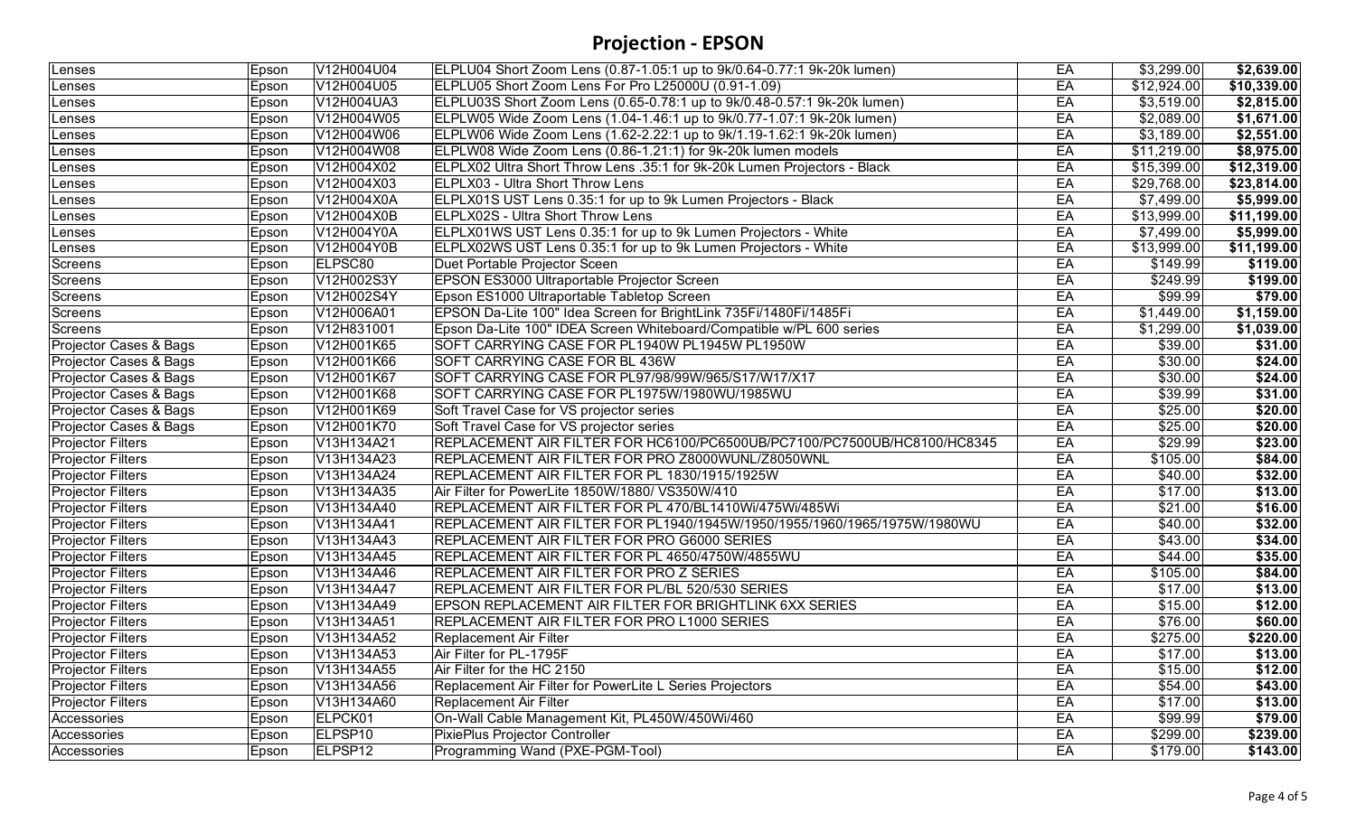## Projection - EPSON

| | | | | | | |
|---|---|---|---|---|---|---|
| Lenses | Epson | V12H004U04 | ELPLU04 Short Zoom Lens (0.87-1.05:1 up to 9k/0.64-0.77:1 9k-20k lumen) | EA | $3,299.00 | **$2,639.00** |
| Lenses | Epson | V12H004U05 | ELPLU05 Short Zoom Lens For Pro L25000U (0.91-1.09) | EA | $12,924.00 | **$10,339.00** |
| Lenses | Epson | V12H004UA3 | ELPLU03S Short Zoom Lens (0.65-0.78:1 up to 9k/0.48-0.57:1 9k-20k lumen) | EA | $3,519.00 | **$2,815.00** |
| Lenses | Epson | V12H004W05 | ELPLW05 Wide Zoom Lens (1.04-1.46:1 up to 9k/0.77-1.07:1 9k-20k lumen) | EA | $2,089.00 | **$1,671.00** |
| Lenses | Epson | V12H004W06 | ELPLW06 Wide Zoom Lens (1.62-2.22:1 up to 9k/1.19-1.62:1 9k-20k lumen) | EA | $3,189.00 | **$2,551.00** |
| Lenses | Epson | V12H004W08 | ELPLW08 Wide Zoom Lens (0.86-1.21:1) for 9k-20k lumen models | EA | $11,219.00 | **$8,975.00** |
| Lenses | Epson | V12H004X02 | ELPLX02 Ultra Short Throw Lens .35:1 for 9k-20k Lumen Projectors - Black | EA | $15,399.00 | **$12,319.00** |
| Lenses | Epson | V12H004X03 | ELPLX03 - Ultra Short Throw Lens | EA | $29,768.00 | **$23,814.00** |
| Lenses | Epson | V12H004X0A | ELPLX01S UST Lens 0.35:1 for up to 9k Lumen Projectors - Black | EA | $7,499.00 | **$5,999.00** |
| Lenses | Epson | V12H004X0B | ELPLX02S - Ultra Short Throw Lens | EA | $13,999.00 | **$11,199.00** |
| Lenses | Epson | V12H004Y0A | ELPLX01WS UST Lens 0.35:1 for up to 9k Lumen Projectors - White | EA | $7,499.00 | **$5,999.00** |
| Lenses | Epson | V12H004Y0B | ELPLX02WS UST Lens 0.35:1 for up to 9k Lumen Projectors - White | EA | $13,999.00 | **$11,199.00** |
| Screens | Epson | ELPSC80 | Duet Portable Projector Sceen | EA | $149.99 | **$119.00** |
| Screens | Epson | V12H002S3Y | EPSON ES3000 Ultraportable Projector Screen | EA | $249.99 | **$199.00** |
| Screens | Epson | V12H002S4Y | Epson ES1000 Ultraportable Tabletop Screen | EA | $99.99 | **$79.00** |
| Screens | Epson | V12H006A01 | EPSON Da-Lite 100" Idea Screen for BrightLink 735Fi/1480Fi/1485Fi | EA | $1,449.00 | **$1,159.00** |
| Screens | Epson | V12H831001 | Epson Da-Lite 100" IDEA Screen Whiteboard/Compatible w/PL 600 series | EA | $1,299.00 | **$1,039.00** |
| Projector Cases & Bags | Epson | V12H001K65 | SOFT CARRYING CASE FOR PL1940W PL1945W PL1950W | EA | $39.00 | **$31.00** |
| Projector Cases & Bags | Epson | V12H001K66 | SOFT CARRYING CASE FOR BL 436W | EA | $30.00 | **$24.00** |
| Projector Cases & Bags | Epson | V12H001K67 | SOFT CARRYING CASE FOR PL97/98/99W/965/S17/W17/X17 | EA | $30.00 | **$24.00** |
| Projector Cases & Bags | Epson | V12H001K68 | SOFT CARRYING CASE FOR PL1975W/1980WU/1985WU | EA | $39.99 | **$31.00** |
| Projector Cases & Bags | Epson | V12H001K69 | Soft Travel Case for VS projector series | EA | $25.00 | **$20.00** |
| Projector Cases & Bags | Epson | V12H001K70 | Soft Travel Case for VS projector series | EA | $25.00 | **$20.00** |
| Projector Filters | Epson | V13H134A21 | REPLACEMENT AIR FILTER FOR HC6100/PC6500UB/PC7100/PC7500UB/HC8100/HC8345 | EA | $29.99 | **$23.00** |
| Projector Filters | Epson | V13H134A23 | REPLACEMENT AIR FILTER FOR PRO Z8000WUNL/Z8050WNL | EA | $105.00 | **$84.00** |
| Projector Filters | Epson | V13H134A24 | REPLACEMENT AIR FILTER FOR PL 1830/1915/1925W | EA | $40.00 | **$32.00** |
| Projector Filters | Epson | V13H134A35 | Air Filter for PowerLite 1850W/1880/ VS350W/410 | EA | $17.00 | **$13.00** |
| Projector Filters | Epson | V13H134A40 | REPLACEMENT AIR FILTER FOR PL 470/BL1410Wi/475Wi/485Wi | EA | $21.00 | **$16.00** |
| Projector Filters | Epson | V13H134A41 | REPLACEMENT AIR FILTER FOR PL1940/1945W/1950/1955/1960/1965/1975W/1980WU | EA | $40.00 | **$32.00** |
| Projector Filters | Epson | V13H134A43 | REPLACEMENT AIR FILTER FOR PRO G6000 SERIES | EA | $43.00 | **$34.00** |
| Projector Filters | Epson | V13H134A45 | REPLACEMENT AIR FILTER FOR PL 4650/4750W/4855WU | EA | $44.00 | **$35.00** |
| Projector Filters | Epson | V13H134A46 | REPLACEMENT AIR FILTER FOR PRO Z SERIES | EA | $105.00 | **$84.00** |
| Projector Filters | Epson | V13H134A47 | REPLACEMENT AIR FILTER FOR PL/BL 520/530 SERIES | EA | $17.00 | **$13.00** |
| Projector Filters | Epson | V13H134A49 | EPSON REPLACEMENT AIR FILTER FOR BRIGHTLINK 6XX SERIES | EA | $15.00 | **$12.00** |
| Projector Filters | Epson | V13H134A51 | REPLACEMENT AIR FILTER FOR PRO L1000 SERIES | EA | $76.00 | **$60.00** |
| Projector Filters | Epson | V13H134A52 | Replacement Air Filter | EA | $275.00 | **$220.00** |
| Projector Filters | Epson | V13H134A53 | Air Filter for PL-1795F | EA | $17.00 | **$13.00** |
| Projector Filters | Epson | V13H134A55 | Air Filter for the HC 2150 | EA | $15.00 | **$12.00** |
| Projector Filters | Epson | V13H134A56 | Replacement Air Filter for PowerLite L Series Projectors | EA | $54.00 | **$43.00** |
| Projector Filters | Epson | V13H134A60 | Replacement Air Filter | EA | $17.00 | **$13.00** |
| Accessories | Epson | ELPCK01 | On-Wall Cable Management Kit, PL450W/450Wi/460 | EA | $99.99 | **$79.00** |
| Accessories | Epson | ELPSP10 | PixiePlus Projector Controller | EA | $299.00 | **$239.00** |
| Accessories | Epson | ELPSP12 | Programming Wand (PXE-PGM-Tool) | EA | $179.00 | **$143.00** |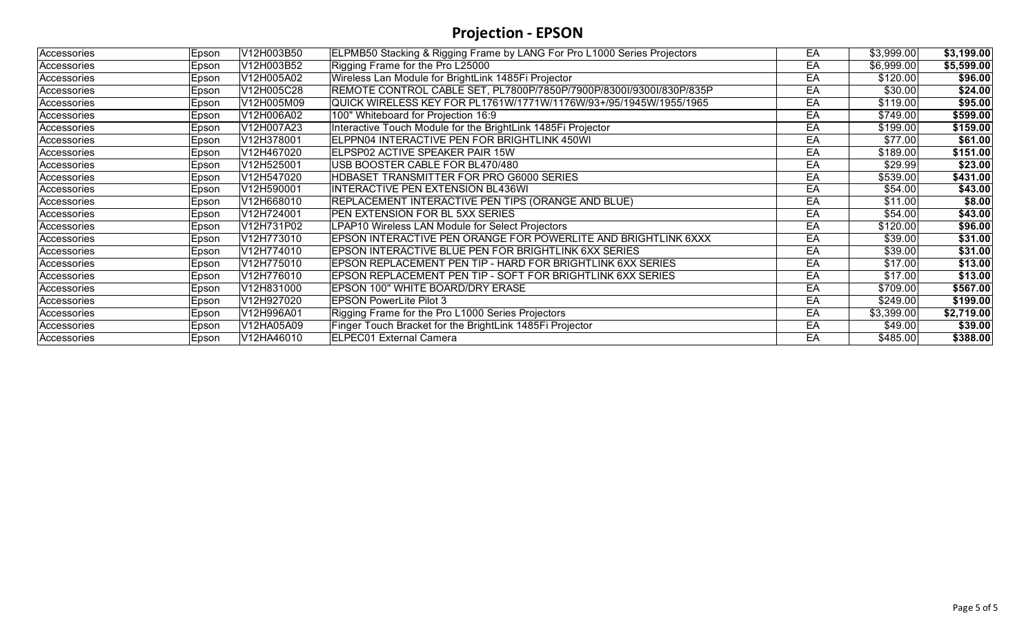# Projection - EPSON

| | | | | | | |
|---|---|---|---|---|---|---|
| Accessories | Epson | V12H003B50 | ELPMB50 Stacking & Rigging Frame by LANG For Pro L1000 Series Projectors | EA | $3,999.00 | **$3,199.00** |
| Accessories | Epson | V12H003B52 | Rigging Frame for the Pro L25000 | EA | $6,999.00 | **$5,599.00** |
| Accessories | Epson | V12H005A02 | Wireless Lan Module for BrightLink 1485Fi Projector | EA | $120.00 | **$96.00** |
| Accessories | Epson | V12H005C28 | REMOTE CONTROL CABLE SET, PL7800P/7850P/7900P/8300I/9300I/830P/835P | EA | $30.00 | **$24.00** |
| Accessories | Epson | V12H005M09 | QUICK WIRELESS KEY FOR PL1761W/1771W/1176W/93+/95/1945W/1955/1965 | EA | $119.00 | **$95.00** |
| Accessories | Epson | V12H006A02 | 100" Whiteboard for Projection 16:9 | EA | $749.00 | **$599.00** |
| Accessories | Epson | V12H007A23 | Interactive Touch Module for the BrightLink 1485Fi Projector | EA | $199.00 | **$159.00** |
| Accessories | Epson | V12H378001 | ELPPN04 INTERACTIVE PEN FOR BRIGHTLINK 450WI | EA | $77.00 | **$61.00** |
| Accessories | Epson | V12H467020 | ELPSP02 ACTIVE SPEAKER PAIR 15W | EA | $189.00 | **$151.00** |
| Accessories | Epson | V12H525001 | USB BOOSTER CABLE FOR BL470/480 | EA | $29.99 | **$23.00** |
| Accessories | Epson | V12H547020 | HDBASET TRANSMITTER FOR PRO G6000 SERIES | EA | $539.00 | **$431.00** |
| Accessories | Epson | V12H590001 | INTERACTIVE PEN EXTENSION BL436WI | EA | $54.00 | **$43.00** |
| Accessories | Epson | V12H668010 | REPLACEMENT INTERACTIVE PEN TIPS (ORANGE AND BLUE) | EA | $11.00 | **$8.00** |
| Accessories | Epson | V12H724001 | PEN EXTENSION FOR BL 5XX SERIES | EA | $54.00 | **$43.00** |
| Accessories | Epson | V12H731P02 | LPAP10 Wireless LAN Module for Select Projectors | EA | $120.00 | **$96.00** |
| Accessories | Epson | V12H773010 | EPSON INTERACTIVE PEN ORANGE FOR POWERLITE AND BRIGHTLINK 6XXX | EA | $39.00 | **$31.00** |
| Accessories | Epson | V12H774010 | EPSON INTERACTIVE BLUE PEN FOR BRIGHTLINK 6XX SERIES | EA | $39.00 | **$31.00** |
| Accessories | Epson | V12H775010 | EPSON REPLACEMENT PEN TIP - HARD FOR BRIGHTLINK 6XX SERIES | EA | $17.00 | **$13.00** |
| Accessories | Epson | V12H776010 | EPSON REPLACEMENT PEN TIP - SOFT FOR BRIGHTLINK 6XX SERIES | EA | $17.00 | **$13.00** |
| Accessories | Epson | V12H831000 | EPSON 100" WHITE BOARD/DRY ERASE | EA | $709.00 | **$567.00** |
| Accessories | Epson | V12H927020 | EPSON PowerLite Pilot 3 | EA | $249.00 | **$199.00** |
| Accessories | Epson | V12H996A01 | Rigging Frame for the Pro L1000 Series Projectors | EA | $3,399.00 | **$2,719.00** |
| Accessories | Epson | V12HA05A09 | Finger Touch Bracket for the BrightLink 1485Fi Projector | EA | $49.00 | **$39.00** |
| Accessories | Epson | V12HA46010 | ELPEC01 External Camera | EA | $485.00 | **$388.00** |